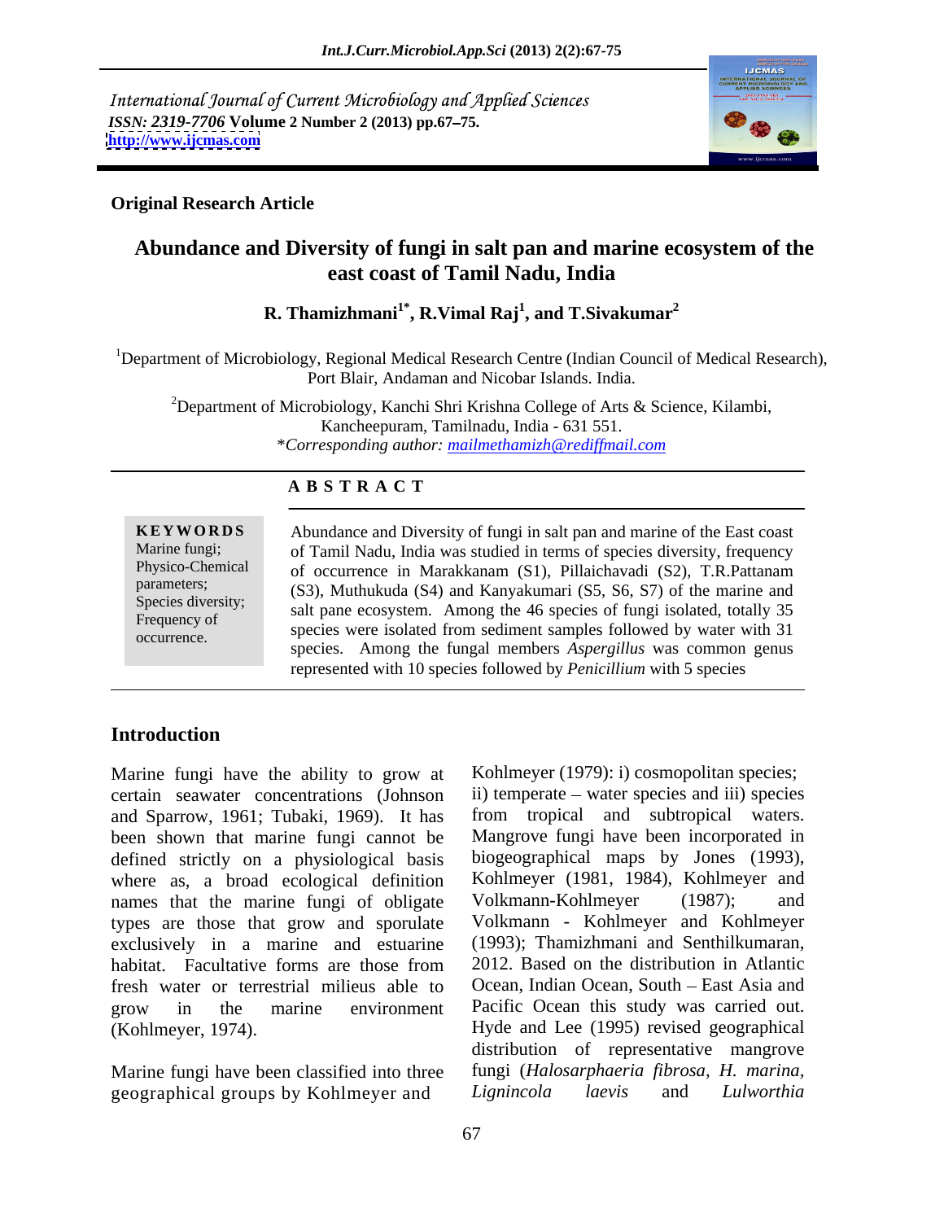International Journal of Current Microbiology and Applied Sciences
*ISSN: 2319-7706* **Volume** 2 Number 2 (2013) pp.67–75.
http://www.ijcmas.com

**Original Research Article**

# Abundance and Diversity of fungi in salt pan and marine ecosystem of the east coast of Tamil Nadu, India

**R. Thamizhmani[1*], R.Vimal Raj[1], and T.Sivakumar[2]**

[1]Department of Microbiology, Regional Medical Research Centre (Indian Council of Medical Research), Port Blair, Andaman and Nicobar Islands. India.

[2]Department of Microbiology, Kanchi Shri Krishna College of Arts & Science, Kilambi, Kancheepuram, Tamilnadu, India - 631 551.

*\*Corresponding author:* mailmethamizh@rediffmail.com

## A B S T R A C T

**KEYWORDS**

Marine fungi; Physico-Chemical parameters; Species diversity; Frequency of occurrence.

Abundance and Diversity of fungi in salt pan and marine of the East coast of Tamil Nadu, India was studied in terms of species diversity, frequency of occurrence in Marakkanam (S1), Pillaichavadi (S2), T.R.Pattanam (S3), Muthukuda (S4) and Kanyakumari (S5, S6, S7) of the marine and salt pane ecosystem. Among the 46 species of fungi isolated, totally 35 species were isolated from sediment samples followed by water with 31 species. Among the fungal members *Aspergillus* was common genus represented with 10 species followed by *Penicillium* with 5 species

## Introduction

Marine fungi have the ability to grow at certain seawater concentrations (Johnson and Sparrow, 1961; Tubaki, 1969). It has been shown that marine fungi cannot be defined strictly on a physiological basis where as, a broad ecological definition names that the marine fungi of obligate types are those that grow and sporulate exclusively in a marine and estuarine habitat. Facultative forms are those from fresh water or terrestrial milieus able to grow in the marine environment (Kohlmeyer, 1974).

Marine fungi have been classified into three geographical groups by Kohlmeyer and Kohlmeyer (1979): i) cosmopolitan species; ii) temperate – water species and iii) species from tropical and subtropical waters. Mangrove fungi have been incorporated in biogeographical maps by Jones (1993), Kohlmeyer (1981, 1984), Kohlmeyer and Volkmann-Kohlmeyer (1987); and Volkmann - Kohlmeyer and Kohlmeyer (1993); Thamizhmani and Senthilkumaran, 2012. Based on the distribution in Atlantic Ocean, Indian Ocean, South – East Asia and Pacific Ocean this study was carried out. Hyde and Lee (1995) revised geographical distribution of representative mangrove fungi (*Halosarphaeria fibrosa, H. marina, Lignincola laevis* and *Lulworthia*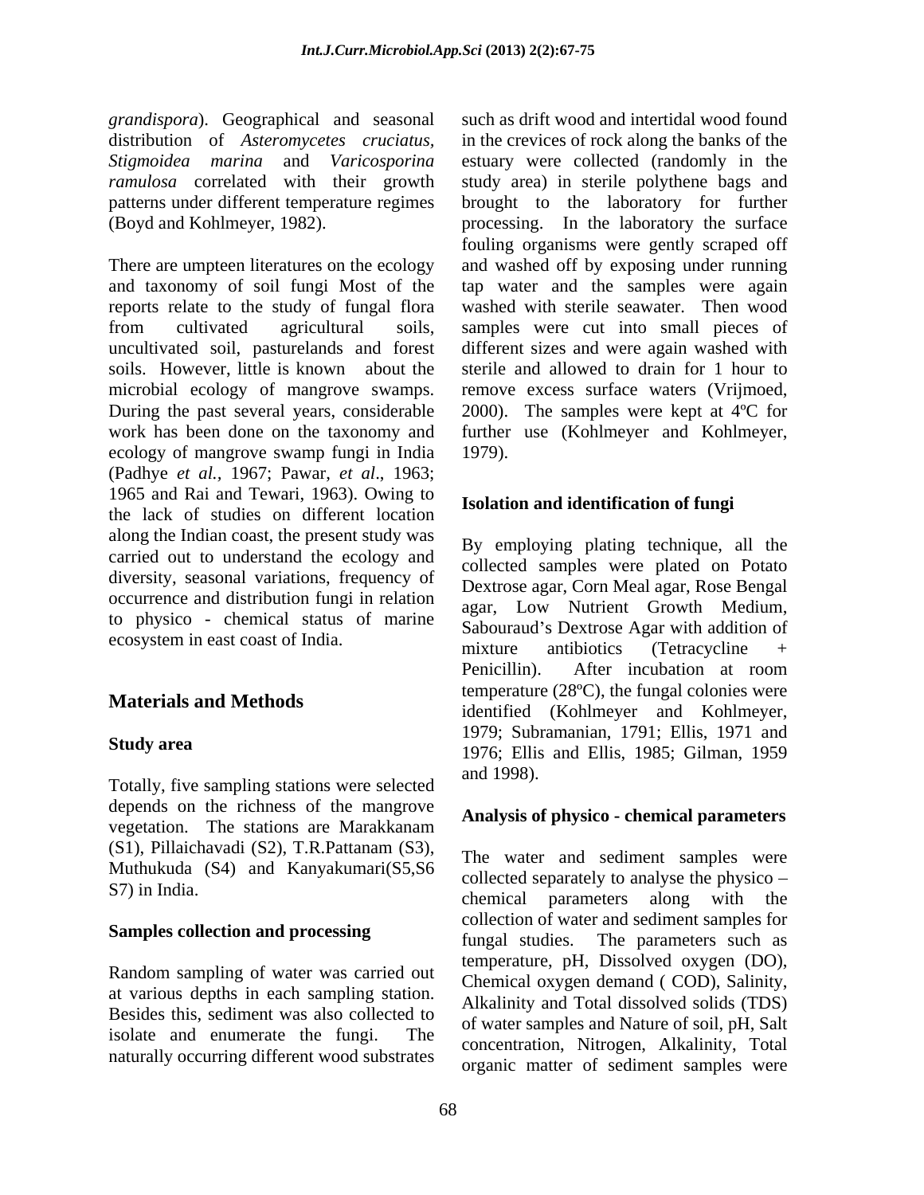*grandispora*). Geographical and seasonal distribution of *Asteromycetes cruciatus*, *Stigmoidea marina* and *Varicosporina ramulosa* correlated with their growth patterns under different temperature regimes (Boyd and Kohlmeyer, 1982).

There are umpteen literatures on the ecology and taxonomy of soil fungi Most of the reports relate to the study of fungal flora from cultivated agricultural soils, uncultivated soil, pasturelands and forest soils. However, little is known about the microbial ecology of mangrove swamps. During the past several years, considerable work has been done on the taxonomy and ecology of mangrove swamp fungi in India (Padhye *et al.,* 1967; Pawar, *et al*., 1963; 1965 and Rai and Tewari, 1963). Owing to the lack of studies on different location along the Indian coast, the present study was carried out to understand the ecology and diversity, seasonal variations, frequency of occurrence and distribution fungi in relation to physico - chemical status of marine ecosystem in east coast of India.

## Materials and Methods

### Study area

Totally, five sampling stations were selected depends on the richness of the mangrove vegetation. The stations are Marakkanam (S1), Pillaichavadi (S2), T.R.Pattanam (S3), Muthukuda (S4) and Kanyakumari(S5,S6 S7) in India.

### Samples collection and processing

Random sampling of water was carried out at various depths in each sampling station. Besides this, sediment was also collected to isolate and enumerate the fungi. The naturally occurring different wood substrates such as drift wood and intertidal wood found in the crevices of rock along the banks of the estuary were collected (randomly in the study area) in sterile polythene bags and brought to the laboratory for further processing. In the laboratory the surface fouling organisms were gently scraped off and washed off by exposing under running tap water and the samples were again washed with sterile seawater. Then wood samples were cut into small pieces of different sizes and were again washed with sterile and allowed to drain for 1 hour to remove excess surface waters (Vrijmoed, 2000). The samples were kept at 4ºC for further use (Kohlmeyer and Kohlmeyer, 1979).

### Isolation and identification of fungi

By employing plating technique, all the collected samples were plated on Potato Dextrose agar, Corn Meal agar, Rose Bengal agar, Low Nutrient Growth Medium, Sabouraud's Dextrose Agar with addition of mixture antibiotics (Tetracycline + Penicillin). After incubation at room temperature (28ºC), the fungal colonies were identified (Kohlmeyer and Kohlmeyer, 1979; Subramanian, 1791; Ellis, 1971 and 1976; Ellis and Ellis, 1985; Gilman, 1959 and 1998).

### Analysis of physico - chemical parameters

The water and sediment samples were collected separately to analyse the physico – chemical parameters along with the collection of water and sediment samples for fungal studies. The parameters such as temperature, pH, Dissolved oxygen (DO), Chemical oxygen demand ( COD), Salinity, Alkalinity and Total dissolved solids (TDS) of water samples and Nature of soil, pH, Salt concentration, Nitrogen, Alkalinity, Total organic matter of sediment samples were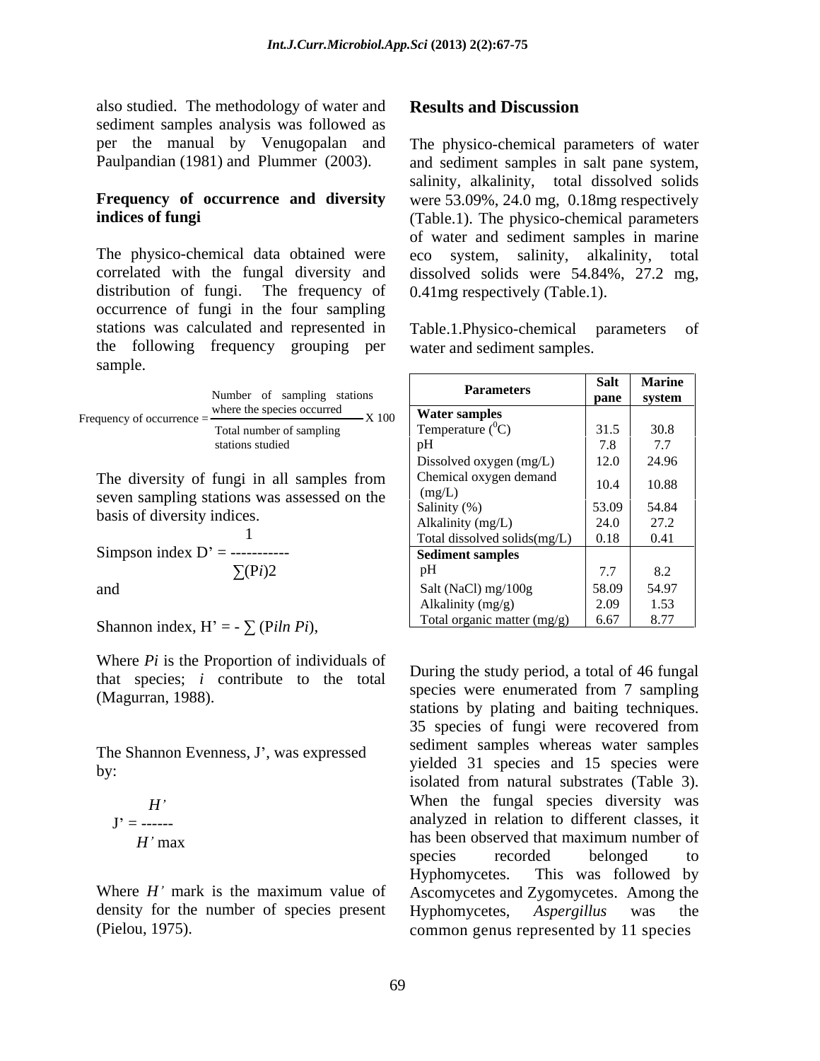also studied. The methodology of water and sediment samples analysis was followed as per the manual by Venugopalan and Paulpandian (1981) and Plummer (2003).

**Frequency of occurrence and diversity indices of fungi**

The physico-chemical data obtained were correlated with the fungal diversity and distribution of fungi. The frequency of occurrence of fungi in the four sampling stations was calculated and represented in the following frequency grouping per sample.

$$\text{Frequency of occurrence} = \frac{\text{Number of sampling stations where the species occurred}}{\text{Total number of sampling stations studied}} \times 100$$

The diversity of fungi in all samples from seven sampling stations was assessed on the basis of diversity indices.

$$\text{Simpson index } D' = \frac{1}{\sum (Pi)2}$$

and

$$\text{Shannon index, } H' = - \sum (Piln\ Pi),$$

Where $Pi$ is the Proportion of individuals of that species; $i$ contribute to the total (Magurran, 1988).

The Shannon Evenness, J', was expressed by:

$$J' = \frac{H'}{H' \max}$$

Where $H'$ mark is the maximum value of density for the number of species present (Pielou, 1975).

## Results and Discussion

The physico-chemical parameters of water and sediment samples in salt pane system, salinity, alkalinity, total dissolved solids were 53.09%, 24.0 mg, 0.18mg respectively (Table.1). The physico-chemical parameters of water and sediment samples in marine eco system, salinity, alkalinity, total dissolved solids were 54.84%, 27.2 mg, 0.41mg respectively (Table.1).

Table.1.Physico-chemical parameters of water and sediment samples.

| Parameters | Salt pane | Marine system |
|---|---|---|
| **Water samples** | | |
| Temperature ($^{0}$C) | 31.5 | 30.8 |
| pH | 7.8 | 7.7 |
| Dissolved oxygen (mg/L) | 12.0 | 24.96 |
| Chemical oxygen demand (mg/L) | 10.4 | 10.88 |
| Salinity (%) | 53.09 | 54.84 |
| Alkalinity (mg/L) | 24.0 | 27.2 |
| Total dissolved solids(mg/L) | 0.18 | 0.41 |
| **Sediment samples** | | |
| pH | 7.7 | 8.2 |
| Salt (NaCl) mg/100g | 58.09 | 54.97 |
| Alkalinity (mg/g) | 2.09 | 1.53 |
| Total organic matter (mg/g) | 6.67 | 8.77 |

During the study period, a total of 46 fungal species were enumerated from 7 sampling stations by plating and baiting techniques. 35 species of fungi were recovered from sediment samples whereas water samples yielded 31 species and 15 species were isolated from natural substrates (Table 3). When the fungal species diversity was analyzed in relation to different classes, it has been observed that maximum number of species recorded belonged to Hyphomycetes. This was followed by Ascomycetes and Zygomycetes. Among the Hyphomycetes, *Aspergillus* was the common genus represented by 11 species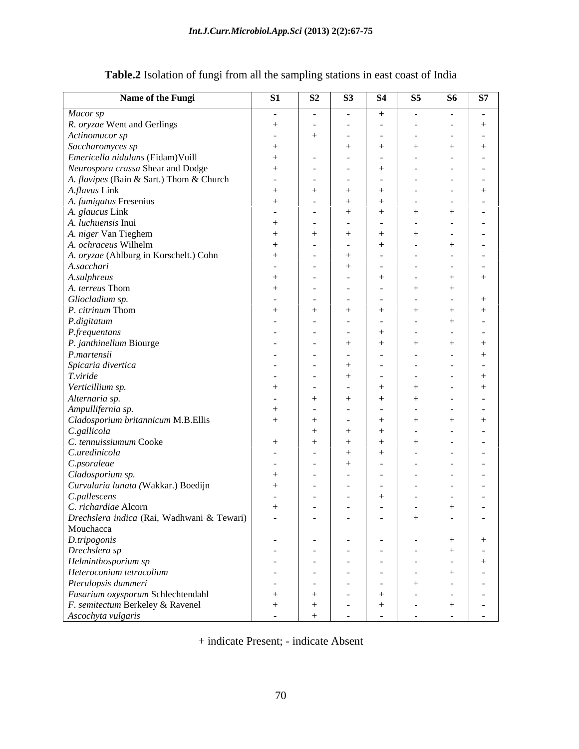**Table.2** Isolation of fungi from all the sampling stations in east coast of India

| Name of the Fungi | S1 | S2 | S3 | S4 | S5 | S6 | S7 |
|---|---|---|---|---|---|---|---|
| *Mucor sp* | - | - | - | + | - | - | - |
| *R. oryzae* Went and Gerlings | + | - | - | - | - | - | + |
| *Actinomucor sp* | - | + | - | - | - | - | - |
| *Saccharomyces sp* | + | | + | + | + | + | + |
| *Emericella nidulans* (Eidam)Vuill | + | - | - | - | - | - | - |
| *Neurospora crassa* Shear and Dodge | + | - | - | + | - | - | - |
| *A. flavipes* (Bain & Sart.) Thom & Church | - | - | - | - | - | - | - |
| *A.flavus* Link | + | + | + | + | - | - | + |
| *A. fumigatus* Fresenius | + | - | + | + | - | - | - |
| *A. glaucus* Link | - | - | + | + | + | + | - |
| *A. luchuensis* Inui | + | - | - | - | - | - | - |
| *A. niger* Van Tieghem | + | + | + | + | + | - | - |
| *A. ochraceus* Wilhelm | + | - | - | + | - | + | - |
| *A. oryzae* (Ahlburg in Korschelt.) Cohn | + | - | + | - | - | - | - |
| *A.sacchari* | - | - | + | - | - | - | - |
| *A.sulphreus* | + | - | - | + | - | + | + |
| *A. terreus* Thom | + | - | - | - | + | + | |
| *Gliocladium sp.* | - | - | - | - | - | - | + |
| *P. citrinum* Thom | + | + | + | + | + | + | + |
| *P.digitatum* | - | - | - | - | - | + | - |
| *P.frequentans* | - | - | - | + | - | - | - |
| *P. janthinellum* Biourge | - | - | + | + | + | + | + |
| *P.martensii* | - | - | - | - | - | - | + |
| *Spicaria divertica* | - | - | + | - | - | - | - |
| *T.viride* | - | - | + | - | - | - | + |
| *Verticillium sp.* | + | - | - | + | + | - | + |
| *Alternaria sp.* | - | + | + | + | + | - | - |
| *Ampullifernia sp.* | + | - | - | - | - | - | - |
| *Cladosporium britannicum* M.B.Ellis | + | + | - | + | + | + | + |
| *C.gallicola* | | + | + | + | - | - | - |
| *C. tennuissiumum* Cooke | + | + | + | + | + | - | - |
| *C.uredinicola* | - | - | + | + | - | - | - |
| *C.psoraleae* | - | - | + | - | - | - | - |
| *Cladosporium sp.* | + | - | - | - | - | - | - |
| *Curvularia lunata (*Wakkar.) Boedijn | + | - | - | - | - | - | - |
| *C.pallescens* | - | - | - | + | - | - | - |
| *C. richardiae* Alcorn | + | - | - | - | - | + | - |
| *Drechslera indica* (Rai, Wadhwani & Tewari) Mouchacca | - | - | - | - | + | - | - |
| *D.tripogonis* | - | - | - | - | - | + | + |
| *Drechslera sp* | - | - | - | - | - | + | - |
| *Helminthosporium sp* | - | - | - | - | - | - | + |
| *Heteroconium tetracolium* | - | - | - | - | - | + | - |
| *Pterulopsis dummeri* | - | - | - | - | + | - | - |
| *Fusarium oxysporum* Schlechtendahl | + | + | - | + | - | - | - |
| *F. semitectum* Berkeley & Ravenel | + | + | - | + | - | + | - |
| *Ascochyta vulgaris* | - | + | - | - | - | - | - |

+ indicate Present; - indicate Absent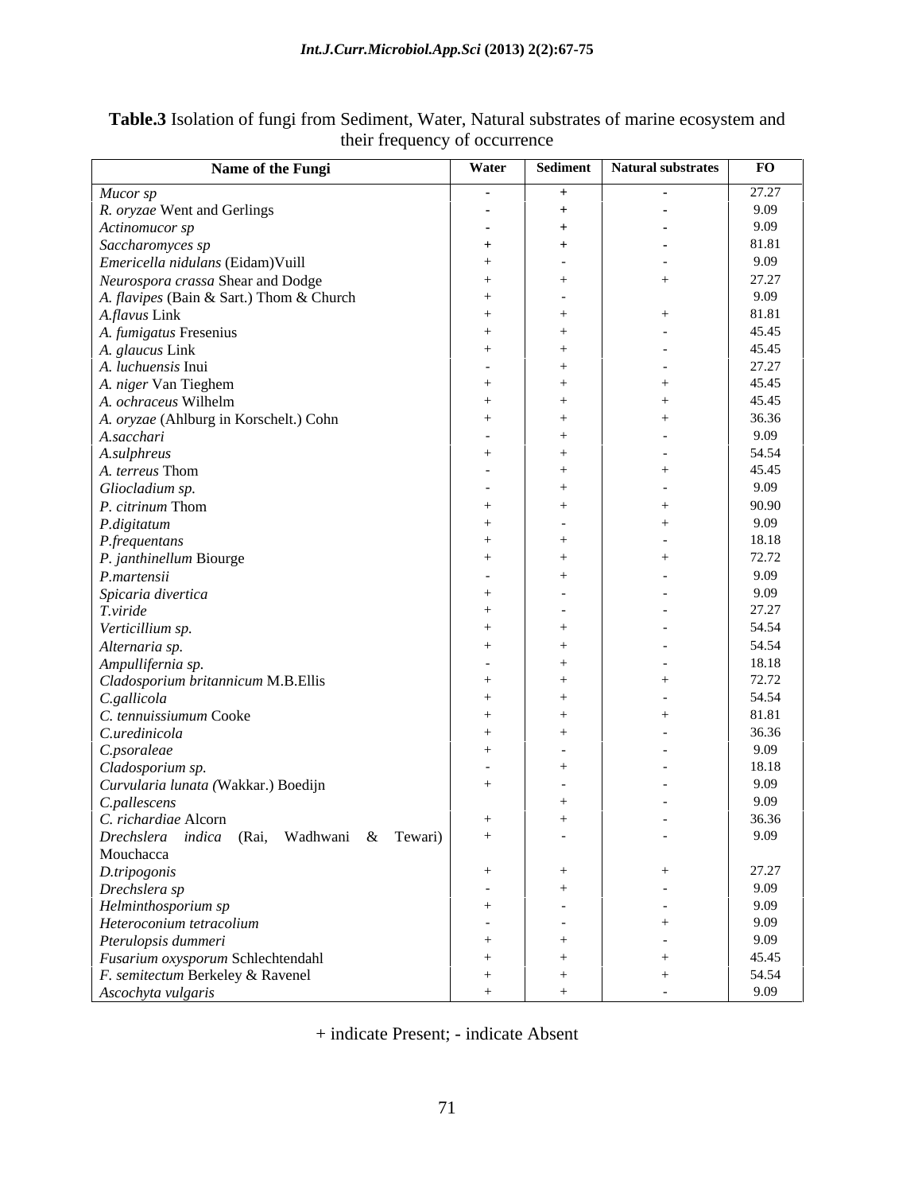**Table.3** Isolation of fungi from Sediment, Water, Natural substrates of marine ecosystem and their frequency of occurrence

| Name of the Fungi | Water | Sediment | Natural substrates | FO |
|---|---|---|---|---|
| *Mucor sp* | - | + | - | 27.27 |
| *R. oryzae* Went and Gerlings | - | + | - | 9.09 |
| *Actinomucor sp* | - | + | - | 9.09 |
| *Saccharomyces sp* | + | + | - | 81.81 |
| *Emericella nidulans* (Eidam)Vuill | + | - | - | 9.09 |
| *Neurospora crassa* Shear and Dodge | + | + | + | 27.27 |
| *A. flavipes* (Bain & Sart.) Thom & Church | + | - | | 9.09 |
| *A.flavus* Link | + | + | + | 81.81 |
| *A. fumigatus* Fresenius | + | + | - | 45.45 |
| *A. glaucus* Link | + | + | - | 45.45 |
| *A. luchuensis* Inui | - | + | - | 27.27 |
| *A. niger* Van Tieghem | + | + | + | 45.45 |
| *A. ochraceus* Wilhelm | + | + | + | 45.45 |
| *A. oryzae* (Ahlburg in Korschelt.) Cohn | + | + | + | 36.36 |
| *A.sacchari* | - | + | - | 9.09 |
| *A.sulphreus* | + | + | - | 54.54 |
| *A. terreus* Thom | - | + | + | 45.45 |
| *Gliocladium sp.* | - | + | - | 9.09 |
| *P. citrinum* Thom | + | + | + | 90.90 |
| *P.digitatum* | + | - | + | 9.09 |
| *P.frequentans* | + | + | - | 18.18 |
| *P. janthinellum* Biourge | + | + | + | 72.72 |
| *P.martensii* | - | + | - | 9.09 |
| *Spicaria divertica* | + | - | - | 9.09 |
| *T.viride* | + | - | - | 27.27 |
| *Verticillium sp.* | + | + | - | 54.54 |
| *Alternaria sp.* | + | + | - | 54.54 |
| *Ampullifernia sp.* | - | + | - | 18.18 |
| *Cladosporium britannicum* M.B.Ellis | + | + | + | 72.72 |
| *C.gallicola* | + | + | - | 54.54 |
| *C. tennuissiumum* Cooke | + | + | + | 81.81 |
| *C.uredinicola* | + | + | - | 36.36 |
| *C.psoraleae* | + | - | - | 9.09 |
| *Cladosporium sp.* | - | + | - | 18.18 |
| *Curvularia lunata (*Wakkar.) Boedijn | + | - | - | 9.09 |
| *C.pallescens* | | + | - | 9.09 |
| *C. richardiae* Alcorn | + | + | - | 36.36 |
| *Drechslera indica* (Rai, Wadhwani & Tewari) Mouchacca | + | - | - | 9.09 |
| *D.tripogonis* | + | + | + | 27.27 |
| *Drechslera sp* | - | + | - | 9.09 |
| *Helminthosporium sp* | + | - | - | 9.09 |
| *Heteroconium tetracolium* | - | - | + | 9.09 |
| *Pterulopsis dummeri* | + | + | - | 9.09 |
| *Fusarium oxysporum* Schlechtendahl | + | + | + | 45.45 |
| *F. semitectum* Berkeley & Ravenel | + | + | + | 54.54 |
| *Ascochyta vulgaris* | + | + | - | 9.09 |

+ indicate Present; - indicate Absent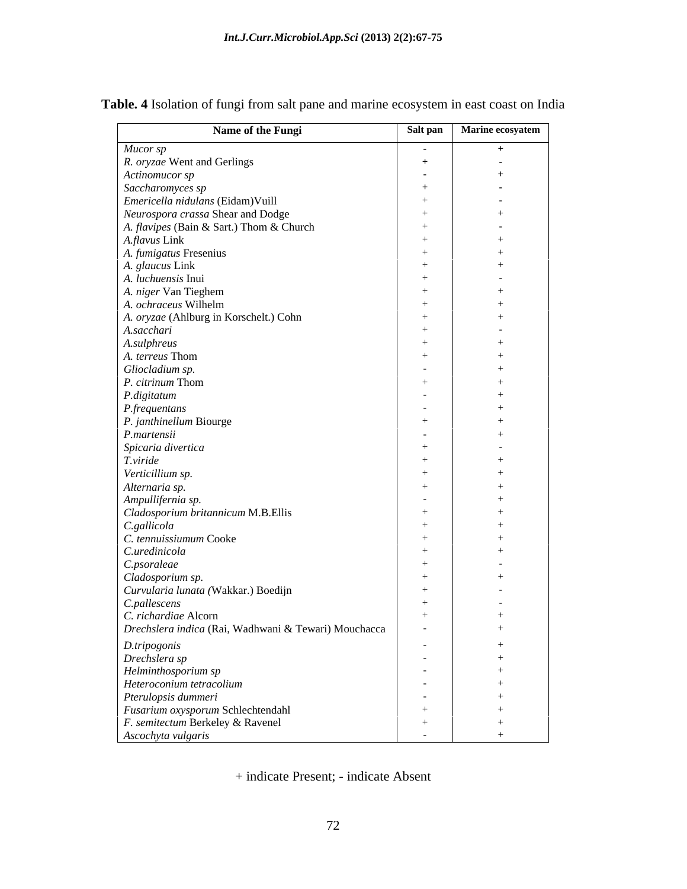**Table. 4** Isolation of fungi from salt pane and marine ecosystem in east coast on India

| Name of the Fungi | Salt pan | Marine ecosyatem |
|---|---|---|
| *Mucor sp* | - | + |
| *R. oryzae* Went and Gerlings | + | - |
| *Actinomucor sp* | - | + |
| *Saccharomyces sp* | + | - |
| *Emericella nidulans* (Eidam)Vuill | + | - |
| *Neurospora crassa* Shear and Dodge | + | + |
| *A. flavipes* (Bain & Sart.) Thom & Church | + | - |
| *A.flavus* Link | + | + |
| *A. fumigatus* Fresenius | + | + |
| *A. glaucus* Link | + | + |
| *A. luchuensis* Inui | + | - |
| *A. niger* Van Tieghem | + | + |
| *A. ochraceus* Wilhelm | + | + |
| *A. oryzae* (Ahlburg in Korschelt.) Cohn | + | + |
| *A.sacchari* | + | - |
| *A.sulphreus* | + | + |
| *A. terreus* Thom | + | + |
| *Gliocladium sp.* | - | + |
| *P. citrinum* Thom | + | + |
| *P.digitatum* | - | + |
| *P.frequentans* | - | + |
| *P. janthinellum* Biourge | + | + |
| *P.martensii* | - | + |
| *Spicaria divertica* | + | - |
| *T.viride* | + | + |
| *Verticillium sp.* | + | + |
| *Alternaria sp.* | + | + |
| *Ampullifernia sp.* | - | + |
| *Cladosporium britannicum* M.B.Ellis | + | + |
| *C.gallicola* | + | + |
| *C. tennuissiumum* Cooke | + | + |
| *C.uredinicola* | + | + |
| *C.psoraleae* | + | - |
| *Cladosporium sp.* | + | + |
| *Curvularia lunata (*Wakkar.) Boedijn | + | - |
| *C.pallescens* | + | - |
| *C. richardiae* Alcorn | + | + |
| *Drechslera indica* (Rai, Wadhwani & Tewari) Mouchacca | - | + |
| *D.tripogonis* | - | + |
| *Drechslera sp* | - | + |
| *Helminthosporium sp* | - | + |
| *Heteroconium tetracolium* | - | + |
| *Pterulopsis dummeri* | - | + |
| *Fusarium oxysporum* Schlechtendahl | + | + |
| *F. semitectum* Berkeley & Ravenel | + | + |
| *Ascochyta vulgaris* | - | + |

+ indicate Present; - indicate Absent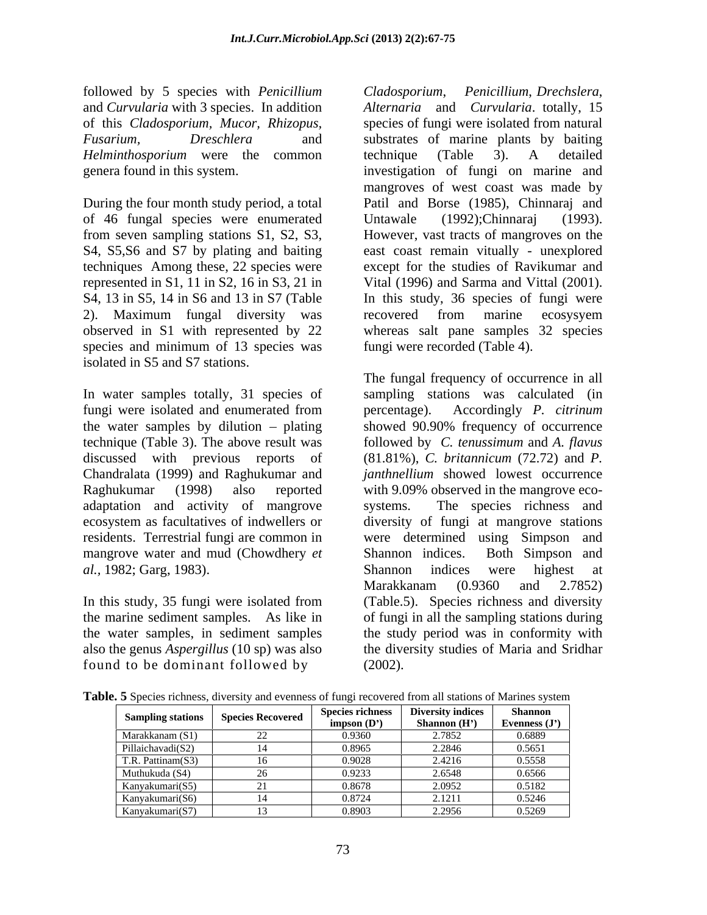followed by 5 species with *Penicillium* and *Curvularia* with 3 species. In addition of this *Cladosporium, Mucor, Rhizopus, Fusarium, Dreschlera* and *Helminthosporium* were the common genera found in this system.

During the four month study period, a total of 46 fungal species were enumerated from seven sampling stations S1, S2, S3, S4, S5,S6 and S7 by plating and baiting techniques Among these, 22 species were represented in S1, 11 in S2, 16 in S3, 21 in S4, 13 in S5, 14 in S6 and 13 in S7 (Table 2). Maximum fungal diversity was observed in S1 with represented by 22 species and minimum of 13 species was isolated in S5 and S7 stations.

In water samples totally, 31 species of fungi were isolated and enumerated from the water samples by dilution – plating technique (Table 3). The above result was discussed with previous reports of Chandralata (1999) and Raghukumar and Raghukumar (1998) also reported adaptation and activity of mangrove ecosystem as facultatives of indwellers or residents. Terrestrial fungi are common in mangrove water and mud (Chowdhery *et al.,* 1982; Garg, 1983).

In this study, 35 fungi were isolated from the marine sediment samples. As like in the water samples, in sediment samples also the genus *Aspergillus* (10 sp) was also found to be dominant followed by *Cladosporium*, *Penicillium*, *Drechslera*, *Alternaria* and *Curvularia*. totally, 15 species of fungi were isolated from natural substrates of marine plants by baiting technique (Table 3). A detailed investigation of fungi on marine and mangroves of west coast was made by Patil and Borse (1985), Chinnaraj and Untawale (1992);Chinnaraj (1993). However, vast tracts of mangroves on the east coast remain vitually - unexplored except for the studies of Ravikumar and Vital (1996) and Sarma and Vittal (2001). In this study, 36 species of fungi were recovered from marine ecosysyem whereas salt pane samples 32 species fungi were recorded (Table 4).

The fungal frequency of occurrence in all sampling stations was calculated (in percentage). Accordingly *P. citrinum* showed 90.90% frequency of occurrence followed by *C. tenussimum* and *A. flavus* (81.81%), *C. britannicum* (72.72) and *P. janthnellium* showed lowest occurrence with 9.09% observed in the mangrove eco-systems. The species richness and diversity of fungi at mangrove stations were determined using Simpson and Shannon indices. Both Simpson and Shannon indices were highest at Marakkanam (0.9360 and 2.7852) (Table.5). Species richness and diversity of fungi in all the sampling stations during the study period was in conformity with the diversity studies of Maria and Sridhar (2002).

**Table. 5** Species richness, diversity and evenness of fungi recovered from all stations of Marines system

| Sampling stations | Species Recovered | Species richness impson (D') | Diversity indices Shannon (H') | Shannon Evenness (J') |
|---|---|---|---|---|
| Marakkanam (S1) | 22 | 0.9360 | 2.7852 | 0.6889 |
| Pillaichavadi(S2) | 14 | 0.8965 | 2.2846 | 0.5651 |
| T.R. Pattinam(S3) | 16 | 0.9028 | 2.4216 | 0.5558 |
| Muthukuda (S4) | 26 | 0.9233 | 2.6548 | 0.6566 |
| Kanyakumari(S5) | 21 | 0.8678 | 2.0952 | 0.5182 |
| Kanyakumari(S6) | 14 | 0.8724 | 2.1211 | 0.5246 |
| Kanyakumari(S7) | 13 | 0.8903 | 2.2956 | 0.5269 |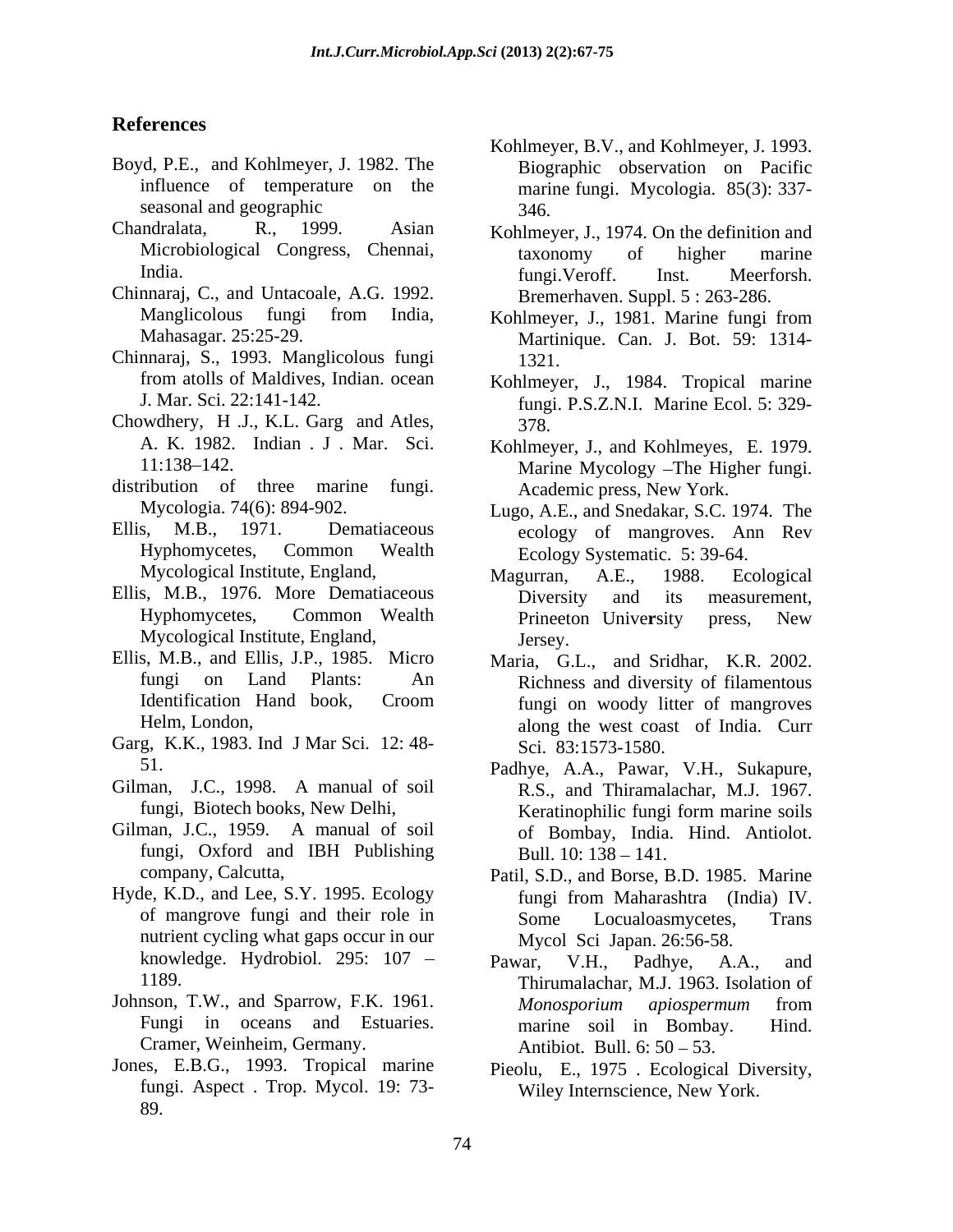## References

Boyd, P.E., and Kohlmeyer, J. 1982. The influence of temperature on the seasonal and geographic

Chandralata, R., 1999. Asian Microbiological Congress, Chennai, India.

Chinnaraj, C., and Untacoale, A.G. 1992. Manglicolous fungi from India, Mahasagar. 25:25-29.

Chinnaraj, S., 1993. Manglicolous fungi from atolls of Maldives, Indian. ocean J. Mar. Sci. 22:141-142.

Chowdhery, H .J., K.L. Garg and Atles, A. K. 1982. Indian . J . Mar. Sci. 11:138–142.

distribution of three marine fungi. Mycologia. 74(6): 894-902.

Ellis, M.B., 1971. Dematiaceous Hyphomycetes, Common Wealth Mycological Institute, England,

Ellis, M.B., 1976. More Dematiaceous Hyphomycetes, Common Wealth Mycological Institute, England,

Ellis, M.B., and Ellis, J.P., 1985. Micro fungi on Land Plants: An Identification Hand book, Croom Helm, London,

Garg, K.K., 1983. Ind J Mar Sci. 12: 48-51.

Gilman, J.C., 1998. A manual of soil fungi, Biotech books, New Delhi,

Gilman, J.C., 1959. A manual of soil fungi, Oxford and IBH Publishing company, Calcutta,

Hyde, K.D., and Lee, S.Y. 1995. Ecology of mangrove fungi and their role in nutrient cycling what gaps occur in our knowledge. Hydrobiol. 295: 107 – 1189.

Johnson, T.W., and Sparrow, F.K. 1961. Fungi in oceans and Estuaries. Cramer, Weinheim, Germany.

Jones, E.B.G., 1993. Tropical marine fungi. Aspect . Trop. Mycol. 19: 73-89.

Kohlmeyer, B.V., and Kohlmeyer, J. 1993. Biographic observation on Pacific marine fungi. Mycologia. 85(3): 337-346.

Kohlmeyer, J., 1974. On the definition and taxonomy of higher marine fungi.Veroff. Inst. Meerforsh. Bremerhaven. Suppl. 5 : 263-286.

Kohlmeyer, J., 1981. Marine fungi from Martinique. Can. J. Bot. 59: 1314-1321.

Kohlmeyer, J., 1984. Tropical marine fungi. P.S.Z.N.I. Marine Ecol. 5: 329-378.

Kohlmeyer, J., and Kohlmeyes, E. 1979. Marine Mycology –The Higher fungi. Academic press, New York.

Lugo, A.E., and Snedakar, S.C. 1974. The ecology of mangroves. Ann Rev Ecology Systematic. 5: 39-64.

Magurran, A.E., 1988. Ecological Diversity and its measurement, Prineeton University press, New Jersey.

Maria, G.L., and Sridhar, K.R. 2002. Richness and diversity of filamentous fungi on woody litter of mangroves along the west coast of India. Curr Sci. 83:1573-1580.

Padhye, A.A., Pawar, V.H., Sukapure, R.S., and Thiramalachar, M.J. 1967. Keratinophilic fungi form marine soils of Bombay, India. Hind. Antiolot. Bull. 10: 138 – 141.

Patil, S.D., and Borse, B.D. 1985. Marine fungi from Maharashtra (India) IV. Some Locualoasmycetes, Trans Mycol Sci Japan. 26:56-58.

Pawar, V.H., Padhye, A.A., and Thirumalachar, M.J. 1963. Isolation of *Monosporium apiospermum* from marine soil in Bombay. Hind. Antibiot. Bull. 6: 50 – 53.

Pieolu, E., 1975 . Ecological Diversity, Wiley Internscience, New York.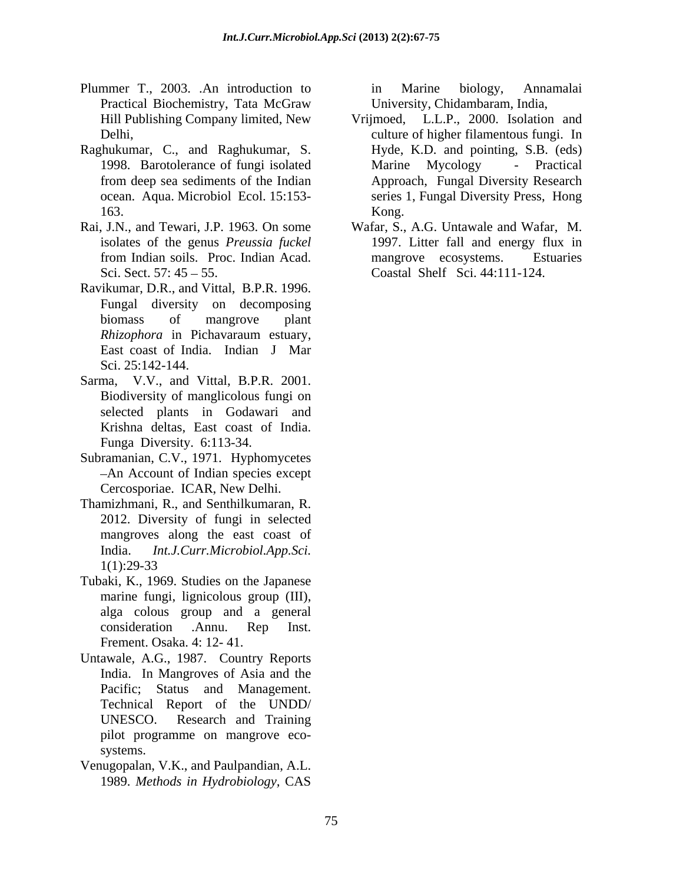Plummer T., 2003. .An introduction to Practical Biochemistry, Tata McGraw Hill Publishing Company limited, New Delhi,

Raghukumar, C., and Raghukumar, S. 1998. Barotolerance of fungi isolated from deep sea sediments of the Indian ocean. Aqua. Microbiol Ecol. 15:153-163.

Rai, J.N., and Tewari, J.P. 1963. On some isolates of the genus *Preussia fuckel* from Indian soils. Proc. Indian Acad. Sci. Sect. 57: 45 – 55.

Ravikumar, D.R., and Vittal, B.P.R. 1996. Fungal diversity on decomposing biomass of mangrove plant *Rhizophora* in Pichavaraum estuary, East coast of India. Indian J Mar Sci. 25:142-144.

Sarma, V.V., and Vittal, B.P.R. 2001. Biodiversity of manglicolous fungi on selected plants in Godawari and Krishna deltas, East coast of India. Funga Diversity. 6:113-34.

Subramanian, C.V., 1971. Hyphomycetes –An Account of Indian species except Cercosporiae. ICAR, New Delhi.

Thamizhmani, R., and Senthilkumaran, R. 2012. Diversity of fungi in selected mangroves along the east coast of India. *Int.J.Curr.Microbiol.App.Sci.* 1(1):29-33

Tubaki, K., 1969. Studies on the Japanese marine fungi, lignicolous group (III), alga colous group and a general consideration .Annu. Rep Inst. Frement. Osaka. 4: 12- 41.

Untawale, A.G., 1987. Country Reports India. In Mangroves of Asia and the Pacific; Status and Management. Technical Report of the UNDD/ UNESCO. Research and Training pilot programme on mangrove eco-systems.

Venugopalan, V.K., and Paulpandian, A.L. 1989. *Methods in Hydrobiology*, CAS in Marine biology, Annamalai University, Chidambaram, India,

Vrijmoed, L.L.P., 2000. Isolation and culture of higher filamentous fungi. In Hyde, K.D. and pointing, S.B. (eds) Marine Mycology - Practical Approach, Fungal Diversity Research series 1, Fungal Diversity Press, Hong Kong.

Wafar, S., A.G. Untawale and Wafar, M. 1997. Litter fall and energy flux in mangrove ecosystems. Estuaries Coastal Shelf Sci. 44:111-124.